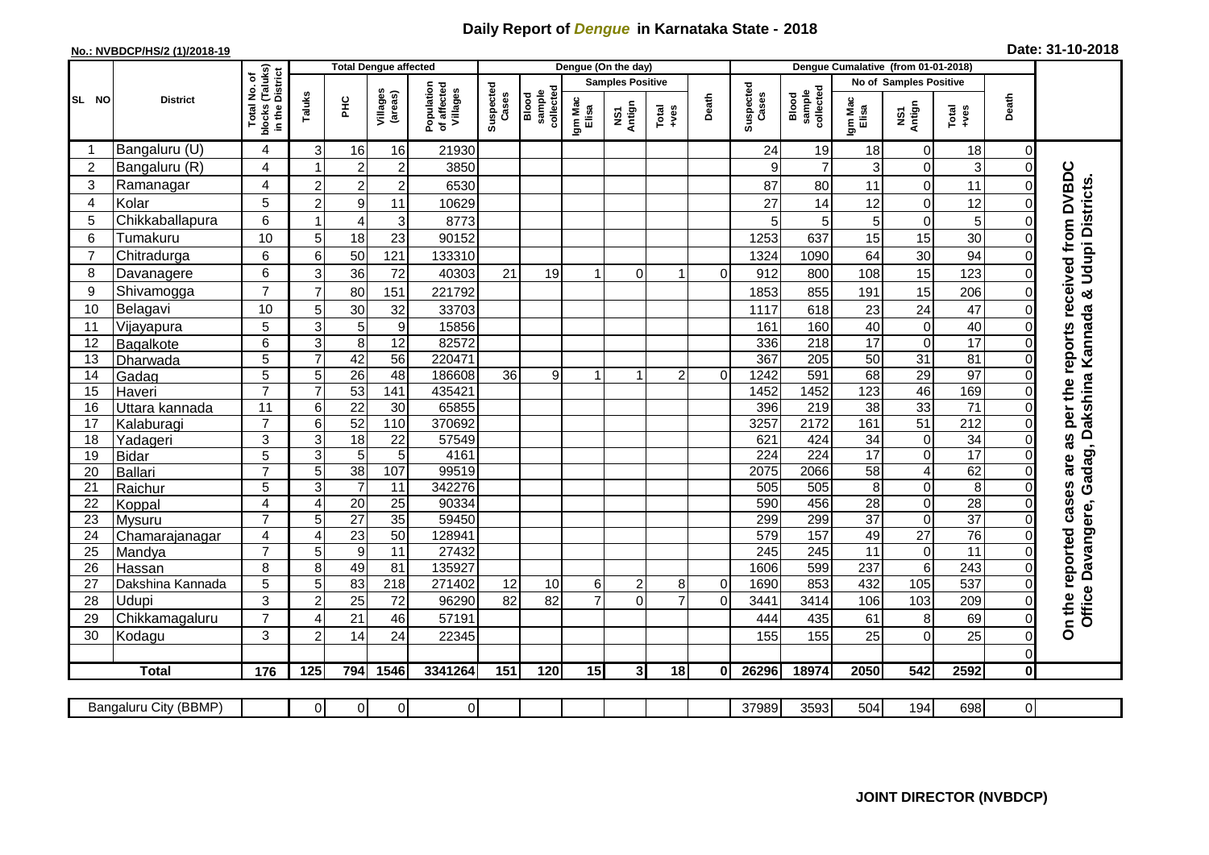# Daily Report of *Dengue* in Karnataka State - 2018

**No.: NVBDCP/HS/2 (1)/2018-19**

**Date: 31-10-2018**

| SL NO | District | Total No. of blocks (Taluks) in the District | Total Dengue affected | | | | Dengue (On the day) | | | | | | Dengue Cumalative (from 01-01-2018) | | | | | | |
|---|---|---|---|---|---|---|---|---|---|---|---|---|---|---|---|---|---|---|---|
| | | | Taluks | PHC | Villages (areas) | Population of affected Villages | Suspected Cases | Blood sample collected | Samples Positive | | | Death | Suspected Cases | Blood sample collected | No of Samples Positive | | | Death | |
| | | | | | | | | | Igm Mac Elisa | NS1 Antign | Total +ves | | | | Igm Mac Elisa | NS1 Antign | Total +ves | | |
| 1 | Bangaluru (U) | 4 | 3 | 16 | 16 | 21930 | | | | | | | 24 | 19 | 18 | 0 | 18 | 0 | On the reported cases are as per the reports received from DVBDC Office Davangere, Gadag, Dakshina Kannada & Udupi Districts. |
| 2 | Bangaluru (R) | 4 | 1 | 2 | 2 | 3850 | | | | | | | 9 | 7 | 3 | 0 | 3 | 0 | |
| 3 | Ramanagar | 4 | 2 | 2 | 2 | 6530 | | | | | | | 87 | 80 | 11 | 0 | 11 | 0 | |
| 4 | Kolar | 5 | 2 | 9 | 11 | 10629 | | | | | | | 27 | 14 | 12 | 0 | 12 | 0 | |
| 5 | Chikkaballapura | 6 | 1 | 4 | 3 | 8773 | | | | | | | 5 | 5 | 5 | 0 | 5 | 0 | |
| 6 | Tumakuru | 10 | 5 | 18 | 23 | 90152 | | | | | | | 1253 | 637 | 15 | 15 | 30 | 0 | |
| 7 | Chitradurga | 6 | 6 | 50 | 121 | 133310 | | | | | | | 1324 | 1090 | 64 | 30 | 94 | 0 | |
| 8 | Davanagere | 6 | 3 | 36 | 72 | 40303 | 21 | 19 | 1 | 0 | 1 | 0 | 912 | 800 | 108 | 15 | 123 | 0 | |
| 9 | Shivamogga | 7 | 7 | 80 | 151 | 221792 | | | | | | | 1853 | 855 | 191 | 15 | 206 | 0 | |
| 10 | Belagavi | 10 | 5 | 30 | 32 | 33703 | | | | | | | 1117 | 618 | 23 | 24 | 47 | 0 | |
| 11 | Vijayapura | 5 | 3 | 5 | 9 | 15856 | | | | | | | 161 | 160 | 40 | 0 | 40 | 0 | |
| 12 | Bagalkote | 6 | 3 | 8 | 12 | 82572 | | | | | | | 336 | 218 | 17 | 0 | 17 | 0 | |
| 13 | Dharwada | 5 | 7 | 42 | 56 | 220471 | | | | | | | 367 | 205 | 50 | 31 | 81 | 0 | |
| 14 | Gadag | 5 | 5 | 26 | 48 | 186608 | 36 | 9 | 1 | 1 | 2 | 0 | 1242 | 591 | 68 | 29 | 97 | 0 | |
| 15 | Haveri | 7 | 7 | 53 | 141 | 435421 | | | | | | | 1452 | 1452 | 123 | 46 | 169 | 0 | |
| 16 | Uttara kannada | 11 | 6 | 22 | 30 | 65855 | | | | | | | 396 | 219 | 38 | 33 | 71 | 0 | |
| 17 | Kalaburagi | 7 | 6 | 52 | 110 | 370692 | | | | | | | 3257 | 2172 | 161 | 51 | 212 | 0 | |
| 18 | Yadageri | 3 | 3 | 18 | 22 | 57549 | | | | | | | 621 | 424 | 34 | 0 | 34 | 0 | |
| 19 | Bidar | 5 | 3 | 5 | 5 | 4161 | | | | | | | 224 | 224 | 17 | 0 | 17 | 0 | |
| 20 | Ballari | 7 | 5 | 38 | 107 | 99519 | | | | | | | 2075 | 2066 | 58 | 4 | 62 | 0 | |
| 21 | Raichur | 5 | 3 | 7 | 11 | 342276 | | | | | | | 505 | 505 | 8 | 0 | 8 | 0 | |
| 22 | Koppal | 4 | 4 | 20 | 25 | 90334 | | | | | | | 590 | 456 | 28 | 0 | 28 | 0 | |
| 23 | Mysuru | 7 | 5 | 27 | 35 | 59450 | | | | | | | 299 | 299 | 37 | 0 | 37 | 0 | |
| 24 | Chamarajanagar | 4 | 4 | 23 | 50 | 128941 | | | | | | | 579 | 157 | 49 | 27 | 76 | 0 | |
| 25 | Mandya | 7 | 5 | 9 | 11 | 27432 | | | | | | | 245 | 245 | 11 | 0 | 11 | 0 | |
| 26 | Hassan | 8 | 8 | 49 | 81 | 135927 | | | | | | | 1606 | 599 | 237 | 6 | 243 | 0 | |
| 27 | Dakshina Kannada | 5 | 5 | 83 | 218 | 271402 | 12 | 10 | 6 | 2 | 8 | 0 | 1690 | 853 | 432 | 105 | 537 | 0 | |
| 28 | Udupi | 3 | 2 | 25 | 72 | 96290 | 82 | 82 | 7 | 0 | 7 | 0 | 3441 | 3414 | 106 | 103 | 209 | 0 | |
| 29 | Chikkamagaluru | 7 | 4 | 21 | 46 | 57191 | | | | | | | 444 | 435 | 61 | 8 | 69 | 0 | |
| 30 | Kodagu | 3 | 2 | 14 | 24 | 22345 | | | | | | | 155 | 155 | 25 | 0 | 25 | 0 | |
| | | | | | | | | | | | | | | | | | | 0 | |
| | **Total** | **176** | **125** | **794** | **1546** | **3341264** | **151** | **120** | **15** | **3** | **18** | **0** | **26296** | **18974** | **2050** | **542** | **2592** | **0** | |

| Bangaluru City (BBMP) | | 0 | 0 | 0 | 0 | | | | | | | 37989 | 3593 | 504 | 194 | 698 | 0 |
|---|---|---|---|---|---|---|---|---|---|---|---|---|---|---|---|---|---|

**JOINT DIRECTOR (NVBDCP)**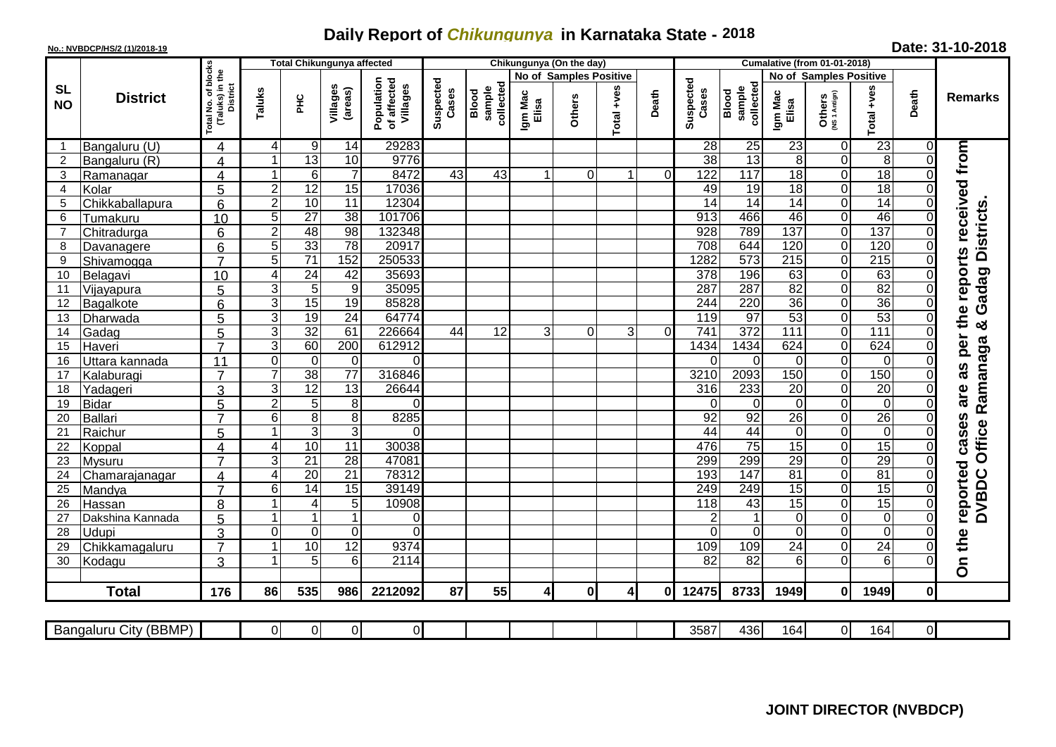# Daily Report of *Chikungunya* in Karnataka State - 2018

**No.: NVBDCP/HS/2 (1)/2018-19**

**Date: 31-10-2018**

| SL NO | District | Total No. of blocks (Taluks) in the District | Total Chikungunya affected | | | | Chikungunya (On the day) | | | | | | | Cumalative (from 01-01-2018) | | | | | | | Remarks |
|---|---|---|---|---|---|---|---|---|---|---|---|---|---|---|---|---|---|---|---|---|---|
| | | | Taluks | PHC | Villages (areas) | Population of affected Villages | Suspected Cases | Blood sample collected | No of Samples Positive | | | Death | Suspected Cases | Blood sample collected | No of Samples Positive | | | Death | |
| | | | | | | | | | Igm Mac Elisa | Others | Total +ves | | | | Igm Mac Elisa | Others (NS 1 Antign) | Total +ves | | |
| 1 | Bangaluru (U) | 4 | 4 | 9 | 14 | 29283 | | | | | | | 28 | 25 | 23 | 0 | 23 | 0 | On the reported cases are as per the reports received from DVBDC Office Ramanaga & Gadag Districts. |
| 2 | Bangaluru (R) | 4 | 1 | 13 | 10 | 9776 | | | | | | | 38 | 13 | 8 | 0 | 8 | 0 | |
| 3 | Ramanagar | 4 | 1 | 6 | 7 | 8472 | 43 | 43 | 1 | 0 | 1 | 0 | 122 | 117 | 18 | 0 | 18 | 0 | |
| 4 | Kolar | 5 | 2 | 12 | 15 | 17036 | | | | | | | 49 | 19 | 18 | 0 | 18 | 0 | |
| 5 | Chikkaballapura | 6 | 2 | 10 | 11 | 12304 | | | | | | | 14 | 14 | 14 | 0 | 14 | 0 | |
| 6 | Tumakuru | 10 | 5 | 27 | 38 | 101706 | | | | | | | 913 | 466 | 46 | 0 | 46 | 0 | |
| 7 | Chitradurga | 6 | 2 | 48 | 98 | 132348 | | | | | | | 928 | 789 | 137 | 0 | 137 | 0 | |
| 8 | Davanagere | 6 | 5 | 33 | 78 | 20917 | | | | | | | 708 | 644 | 120 | 0 | 120 | 0 | |
| 9 | Shivamogga | 7 | 5 | 71 | 152 | 250533 | | | | | | | 1282 | 573 | 215 | 0 | 215 | 0 | |
| 10 | Belagavi | 10 | 4 | 24 | 42 | 35693 | | | | | | | 378 | 196 | 63 | 0 | 63 | 0 | |
| 11 | Vijayapura | 5 | 3 | 5 | 9 | 35095 | | | | | | | 287 | 287 | 82 | 0 | 82 | 0 | |
| 12 | Bagalkote | 6 | 3 | 15 | 19 | 85828 | | | | | | | 244 | 220 | 36 | 0 | 36 | 0 | |
| 13 | Dharwada | 5 | 3 | 19 | 24 | 64774 | | | | | | | 119 | 97 | 53 | 0 | 53 | 0 | |
| 14 | Gadag | 5 | 3 | 32 | 61 | 226664 | 44 | 12 | 3 | 0 | 3 | 0 | 741 | 372 | 111 | 0 | 111 | 0 | |
| 15 | Haveri | 7 | 3 | 60 | 200 | 612912 | | | | | | | 1434 | 1434 | 624 | 0 | 624 | 0 | |
| 16 | Uttara kannada | 11 | 0 | 0 | 0 | 0 | | | | | | | 0 | 0 | 0 | 0 | 0 | 0 | |
| 17 | Kalaburagi | 7 | 7 | 38 | 77 | 316846 | | | | | | | 3210 | 2093 | 150 | 0 | 150 | 0 | |
| 18 | Yadageri | 3 | 3 | 12 | 13 | 26644 | | | | | | | 316 | 233 | 20 | 0 | 20 | 0 | |
| 19 | Bidar | 5 | 2 | 5 | 8 | 0 | | | | | | | 0 | 0 | 0 | 0 | 0 | 0 | |
| 20 | Ballari | 7 | 6 | 8 | 8 | 8285 | | | | | | | 92 | 92 | 26 | 0 | 26 | 0 | |
| 21 | Raichur | 5 | 1 | 3 | 3 | 0 | | | | | | | 44 | 44 | 0 | 0 | 0 | 0 | |
| 22 | Koppal | 4 | 4 | 10 | 11 | 30038 | | | | | | | 476 | 75 | 15 | 0 | 15 | 0 | |
| 23 | Mysuru | 7 | 3 | 21 | 28 | 47081 | | | | | | | 299 | 299 | 29 | 0 | 29 | 0 | |
| 24 | Chamarajanagar | 4 | 4 | 20 | 21 | 78312 | | | | | | | 193 | 147 | 81 | 0 | 81 | 0 | |
| 25 | Mandya | 7 | 6 | 14 | 15 | 39149 | | | | | | | 249 | 249 | 15 | 0 | 15 | 0 | |
| 26 | Hassan | 8 | 1 | 4 | 5 | 10908 | | | | | | | 118 | 43 | 15 | 0 | 15 | 0 | |
| 27 | Dakshina Kannada | 5 | 1 | 1 | 1 | 0 | | | | | | | 2 | 1 | 0 | 0 | 0 | 0 | |
| 28 | Udupi | 3 | 0 | 0 | 0 | 0 | | | | | | | 0 | 0 | 0 | 0 | 0 | 0 | |
| 29 | Chikkamagaluru | 7 | 1 | 10 | 12 | 9374 | | | | | | | 109 | 109 | 24 | 0 | 24 | 0 | |
| 30 | Kodagu | 3 | 1 | 5 | 6 | 2114 | | | | | | | 82 | 82 | 6 | 0 | 6 | 0 | |
| **Total** | | **176** | **86** | **535** | **986** | **2212092** | **87** | **55** | **4** | **0** | **4** | **0** | **12475** | **8733** | **1949** | **0** | **1949** | **0** | |

| Bangaluru City (BBMP) | | 0 | 0 | 0 | 0 | | | | | | | 3587 | 436 | 164 | 0 | 164 | 0 | |
|---|---|---|---|---|---|---|---|---|---|---|---|---|---|---|---|---|---|---|

**JOINT DIRECTOR (NVBDCP)**